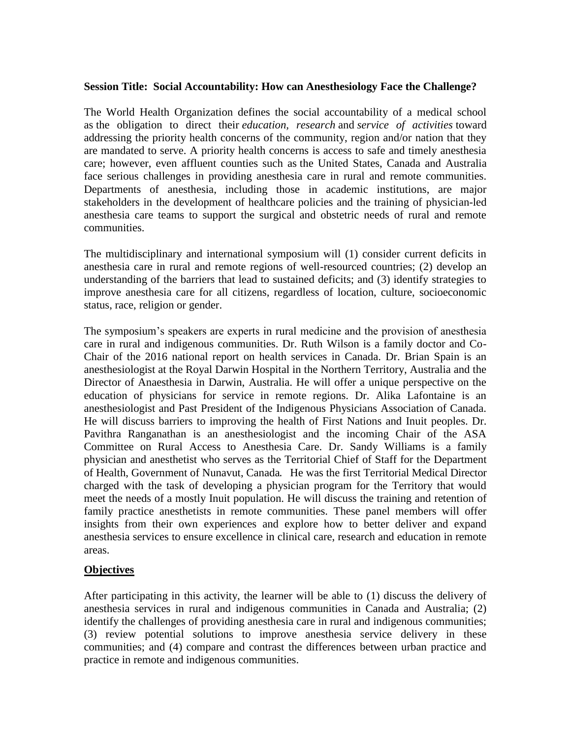**Session Title: Social Accountability: How can Anesthesiology Face the Challenge?**

The World Health Organization defines the social accountability of a medical school as the obligation to direct their *education, research* and *service of activities* toward addressing the priority health concerns of the community, region and/or nation that they are mandated to serve. A priority health concerns is access to safe and timely anesthesia care; however, even affluent counties such as the United States, Canada and Australia face serious challenges in providing anesthesia care in rural and remote communities. Departments of anesthesia, including those in academic institutions, are major stakeholders in the development of healthcare policies and the training of physician-led anesthesia care teams to support the surgical and obstetric needs of rural and remote communities.

The multidisciplinary and international symposium will (1) consider current deficits in anesthesia care in rural and remote regions of well-resourced countries; (2) develop an understanding of the barriers that lead to sustained deficits; and (3) identify strategies to improve anesthesia care for all citizens, regardless of location, culture, socioeconomic status, race, religion or gender.

The symposium's speakers are experts in rural medicine and the provision of anesthesia care in rural and indigenous communities. Dr. Ruth Wilson is a family doctor and Co-Chair of the 2016 national report on health services in Canada. Dr. Brian Spain is an anesthesiologist at the Royal Darwin Hospital in the Northern Territory, Australia and the Director of Anaesthesia in Darwin, Australia. He will offer a unique perspective on the education of physicians for service in remote regions. Dr. Alika Lafontaine is an anesthesiologist and Past President of the Indigenous Physicians Association of Canada. He will discuss barriers to improving the health of First Nations and Inuit peoples. Dr. Pavithra Ranganathan is an anesthesiologist and the incoming Chair of the ASA Committee on Rural Access to Anesthesia Care. Dr. Sandy Williams is a family physician and anesthetist who serves as the Territorial Chief of Staff for the Department of Health, Government of Nunavut, Canada. He was the first Territorial Medical Director charged with the task of developing a physician program for the Territory that would meet the needs of a mostly Inuit population. He will discuss the training and retention of family practice anesthetists in remote communities. These panel members will offer insights from their own experiences and explore how to better deliver and expand anesthesia services to ensure excellence in clinical care, research and education in remote areas.

## Objectives

After participating in this activity, the learner will be able to (1) discuss the delivery of anesthesia services in rural and indigenous communities in Canada and Australia; (2) identify the challenges of providing anesthesia care in rural and indigenous communities; (3) review potential solutions to improve anesthesia service delivery in these communities; and (4) compare and contrast the differences between urban practice and practice in remote and indigenous communities.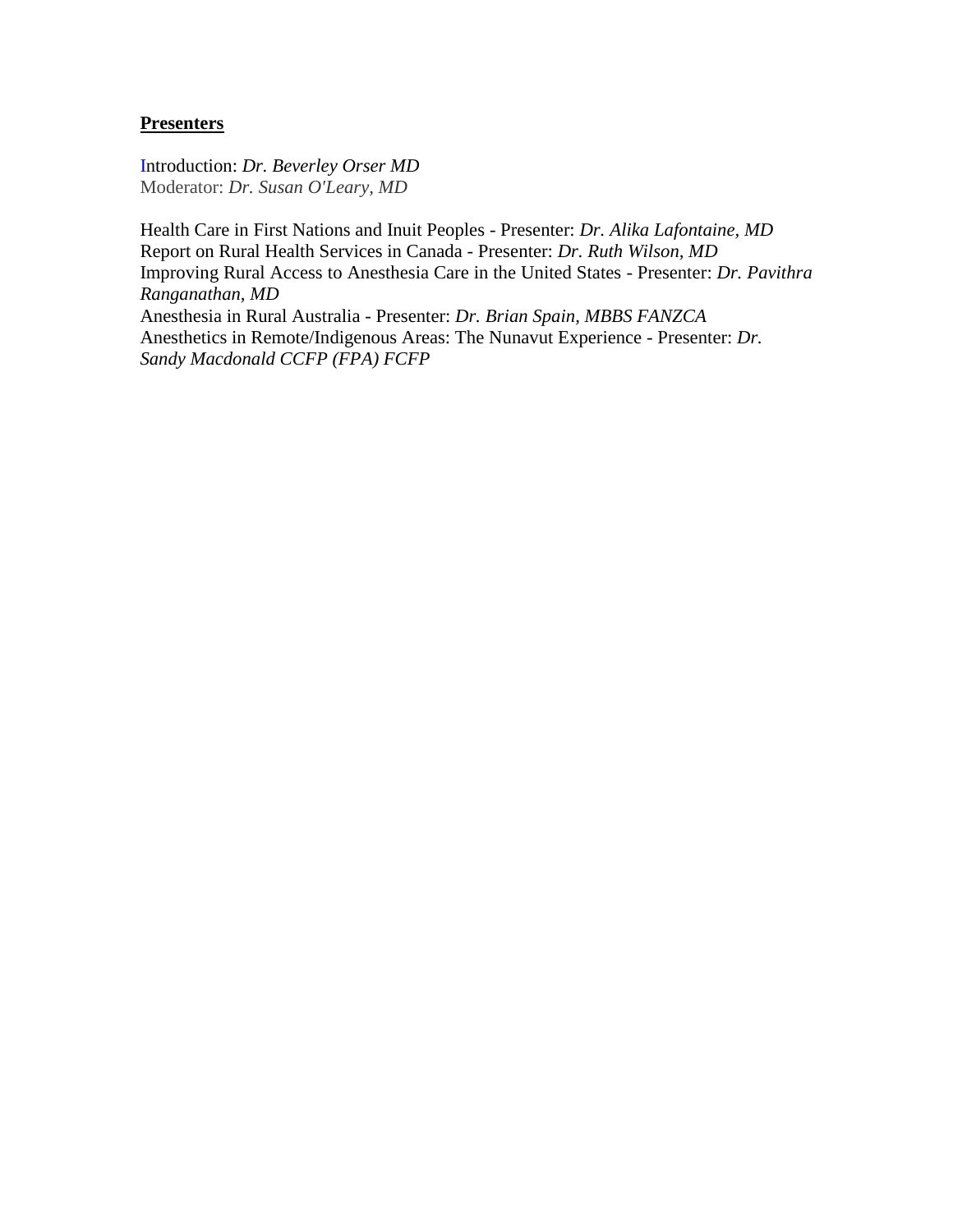**Presenters**

Introduction: *Dr. Beverley Orser MD*
Moderator: *Dr. Susan O'Leary, MD*

Health Care in First Nations and Inuit Peoples - Presenter: *Dr. Alika Lafontaine, MD*
Report on Rural Health Services in Canada - Presenter: *Dr. Ruth Wilson, MD*
Improving Rural Access to Anesthesia Care in the United States - Presenter: *Dr. Pavithra Ranganathan, MD*
Anesthesia in Rural Australia - Presenter: *Dr. Brian Spain, MBBS FANZCA*
Anesthetics in Remote/Indigenous Areas: The Nunavut Experience - Presenter: *Dr. Sandy Macdonald CCFP (FPA) FCFP*